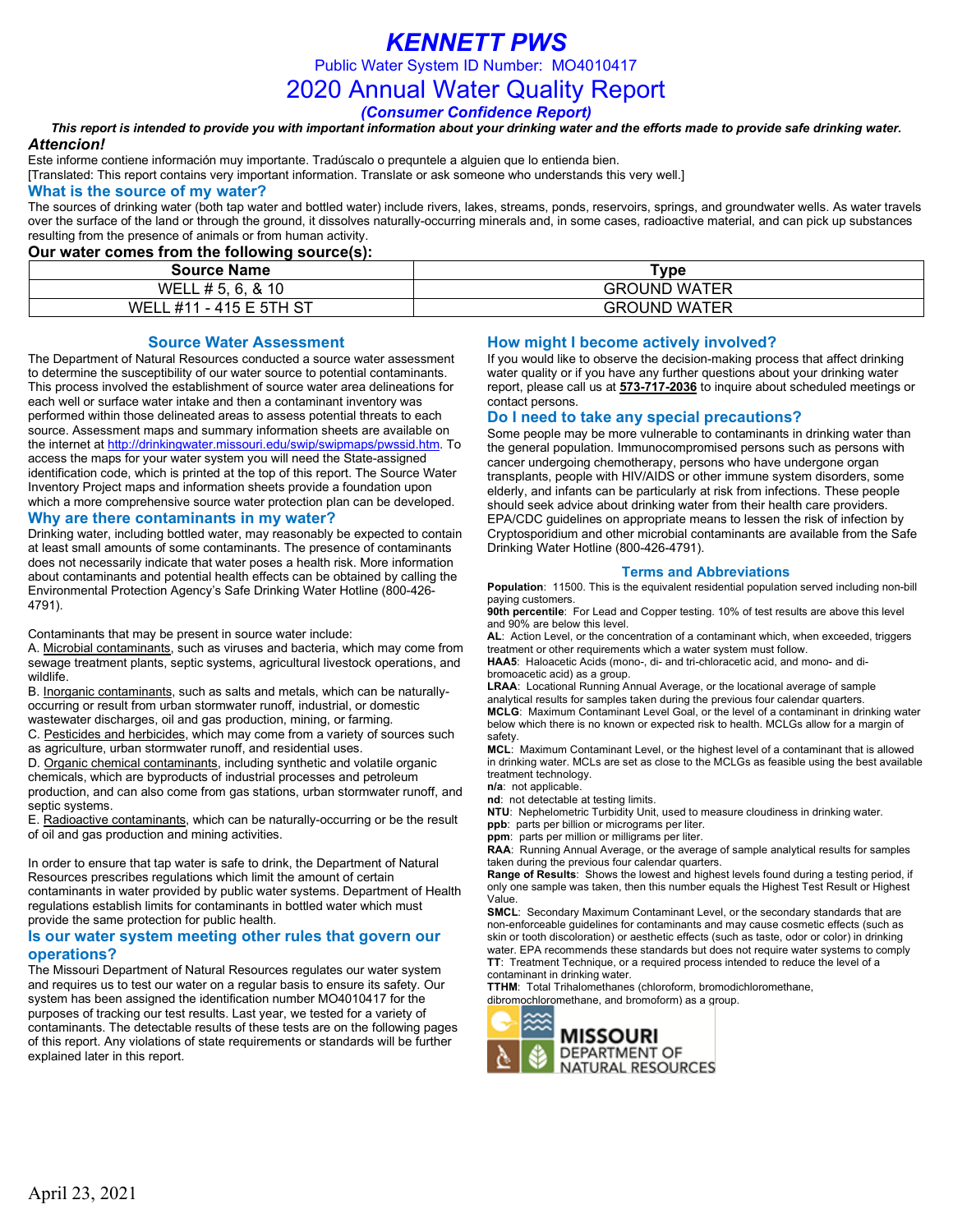# KENNETT PWS

Public Water System ID Number: MO4010417

## 2020 Annual Water Quality Report

*(Consumer Confidence Report)*

***This report is intended to provide you with important information about your drinking water and the efforts made to provide safe drinking water.***

***Attencion!***

Este informe contiene información muy importante. Tradúscalo o prequntele a alguien que lo entienda bien.
[Translated: This report contains very important information. Translate or ask someone who understands this very well.]

### What is the source of my water?

The sources of drinking water (both tap water and bottled water) include rivers, lakes, streams, ponds, reservoirs, springs, and groundwater wells. As water travels over the surface of the land or through the ground, it dissolves naturally-occurring minerals and, in some cases, radioactive material, and can pick up substances resulting from the presence of animals or from human activity.

**Our water comes from the following source(s):**

| Source Name | Type |
|---|---|
| WELL # 5, 6, & 10 | GROUND WATER |
| WELL #11 - 415 E 5TH ST | GROUND WATER |

### Source Water Assessment

The Department of Natural Resources conducted a source water assessment to determine the susceptibility of our water source to potential contaminants. This process involved the establishment of source water area delineations for each well or surface water intake and then a contaminant inventory was performed within those delineated areas to assess potential threats to each source. Assessment maps and summary information sheets are available on the internet at http://drinkingwater.missouri.edu/swip/swipmaps/pwssid.htm. To access the maps for your water system you will need the State-assigned identification code, which is printed at the top of this report. The Source Water Inventory Project maps and information sheets provide a foundation upon which a more comprehensive source water protection plan can be developed.

### Why are there contaminants in my water?

Drinking water, including bottled water, may reasonably be expected to contain at least small amounts of some contaminants. The presence of contaminants does not necessarily indicate that water poses a health risk. More information about contaminants and potential health effects can be obtained by calling the Environmental Protection Agency's Safe Drinking Water Hotline (800-426-4791).

Contaminants that may be present in source water include:

A. Microbial contaminants, such as viruses and bacteria, which may come from sewage treatment plants, septic systems, agricultural livestock operations, and wildlife.

B. Inorganic contaminants, such as salts and metals, which can be naturally-occurring or result from urban stormwater runoff, industrial, or domestic wastewater discharges, oil and gas production, mining, or farming.

C. Pesticides and herbicides, which may come from a variety of sources such as agriculture, urban stormwater runoff, and residential uses.

D. Organic chemical contaminants, including synthetic and volatile organic chemicals, which are byproducts of industrial processes and petroleum production, and can also come from gas stations, urban stormwater runoff, and septic systems.

E. Radioactive contaminants, which can be naturally-occurring or be the result of oil and gas production and mining activities.

In order to ensure that tap water is safe to drink, the Department of Natural Resources prescribes regulations which limit the amount of certain contaminants in water provided by public water systems. Department of Health regulations establish limits for contaminants in bottled water which must provide the same protection for public health.

### Is our water system meeting other rules that govern our operations?

The Missouri Department of Natural Resources regulates our water system and requires us to test our water on a regular basis to ensure its safety. Our system has been assigned the identification number MO4010417 for the purposes of tracking our test results. Last year, we tested for a variety of contaminants. The detectable results of these tests are on the following pages of this report. Any violations of state requirements or standards will be further explained later in this report.

### How might I become actively involved?

If you would like to observe the decision-making process that affect drinking water quality or if you have any further questions about your drinking water report, please call us at **573-717-2036** to inquire about scheduled meetings or contact persons.

### Do I need to take any special precautions?

Some people may be more vulnerable to contaminants in drinking water than the general population. Immunocompromised persons such as persons with cancer undergoing chemotherapy, persons who have undergone organ transplants, people with HIV/AIDS or other immune system disorders, some elderly, and infants can be particularly at risk from infections. These people should seek advice about drinking water from their health care providers. EPA/CDC guidelines on appropriate means to lessen the risk of infection by Cryptosporidium and other microbial contaminants are available from the Safe Drinking Water Hotline (800-426-4791).

### Terms and Abbreviations

**Population**: 11500. This is the equivalent residential population served including non-bill paying customers.

**90th percentile**: For Lead and Copper testing. 10% of test results are above this level and 90% are below this level.

**AL**: Action Level, or the concentration of a contaminant which, when exceeded, triggers treatment or other requirements which a water system must follow.

**HAA5**: Haloacetic Acids (mono-, di- and tri-chloracetic acid, and mono- and di-bromoacetic acid) as a group.

**LRAA**: Locational Running Annual Average, or the locational average of sample analytical results for samples taken during the previous four calendar quarters.

**MCLG**: Maximum Contaminant Level Goal, or the level of a contaminant in drinking water below which there is no known or expected risk to health. MCLGs allow for a margin of safety.

**MCL**: Maximum Contaminant Level, or the highest level of a contaminant that is allowed in drinking water. MCLs are set as close to the MCLGs as feasible using the best available treatment technology.

**n/a**: not applicable.

**nd**: not detectable at testing limits.

**NTU**: Nephelometric Turbidity Unit, used to measure cloudiness in drinking water.

**ppb**: parts per billion or micrograms per liter.

**ppm**: parts per million or milligrams per liter.

**RAA**: Running Annual Average, or the average of sample analytical results for samples taken during the previous four calendar quarters.

**Range of Results**: Shows the lowest and highest levels found during a testing period, if only one sample was taken, then this number equals the Highest Test Result or Highest Value.

**SMCL**: Secondary Maximum Contaminant Level, or the secondary standards that are non-enforceable guidelines for contaminants and may cause cosmetic effects (such as skin or tooth discoloration) or aesthetic effects (such as taste, odor or color) in drinking water. EPA recommends these standards but does not require water systems to comply

**TT**: Treatment Technique, or a required process intended to reduce the level of a contaminant in drinking water.

**TTHM**: Total Trihalomethanes (chloroform, bromodichloromethane, dibromochloromethane, and bromoform) as a group.

MISSOURI DEPARTMENT OF NATURAL RESOURCES

April 23, 2021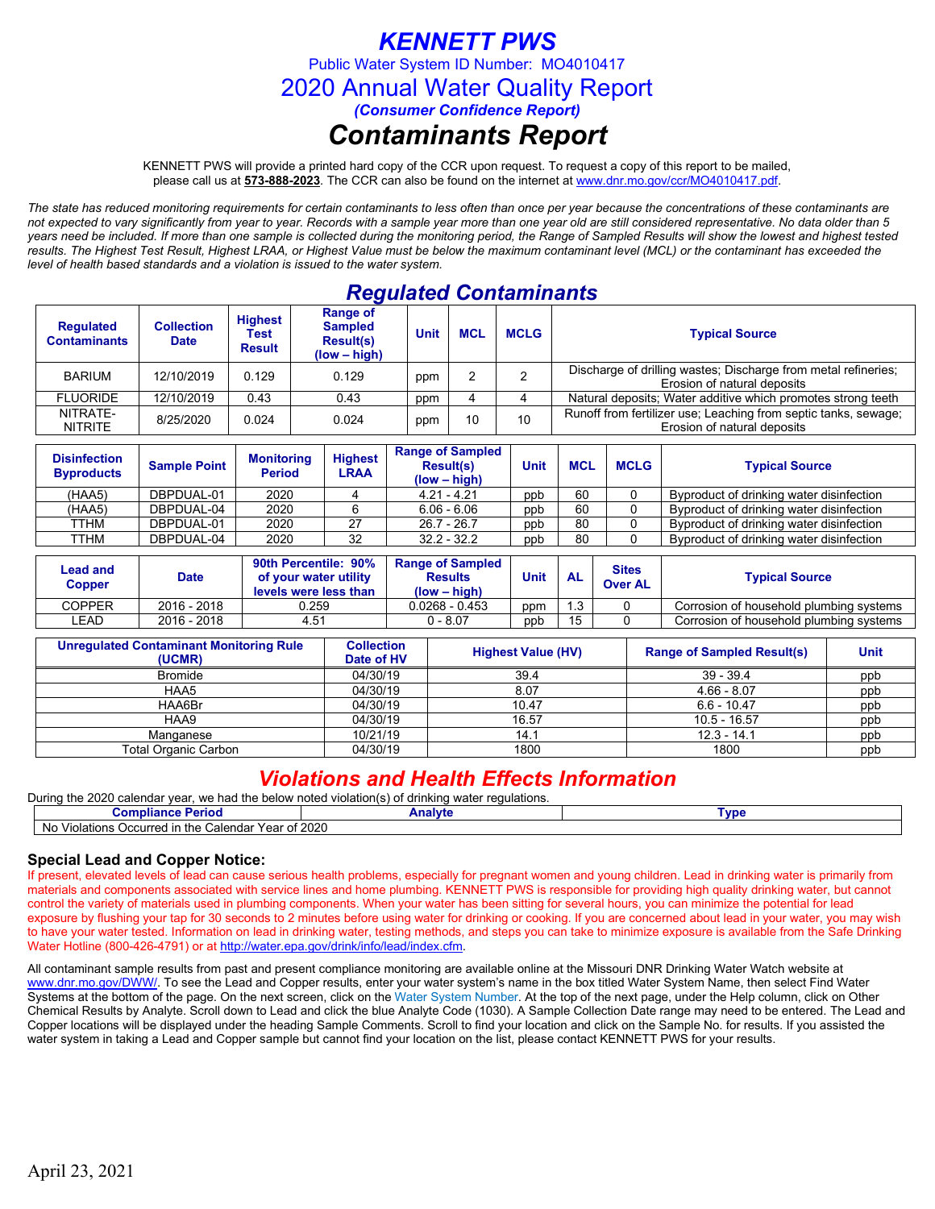# KENNETT PWS

Public Water System ID Number: MO4010417

## 2020 Annual Water Quality Report

***(Consumer Confidence Report)***

# *Contaminants Report*

KENNETT PWS will provide a printed hard copy of the CCR upon request. To request a copy of this report to be mailed, please call us at **573-888-2023**. The CCR can also be found on the internet at www.dnr.mo.gov/ccr/MO4010417.pdf.

*The state has reduced monitoring requirements for certain contaminants to less often than once per year because the concentrations of these contaminants are not expected to vary significantly from year to year. Records with a sample year more than one year old are still considered representative. No data older than 5 years need be included. If more than one sample is collected during the monitoring period, the Range of Sampled Results will show the lowest and highest tested results. The Highest Test Result, Highest LRAA, or Highest Value must be below the maximum contaminant level (MCL) or the contaminant has exceeded the level of health based standards and a violation is issued to the water system.*

## *Regulated Contaminants*

| Regulated Contaminants | Collection Date | Highest Test Result | Range of Sampled Result(s) (low – high) | Unit | MCL | MCLG | Typical Source |
|---|---|---|---|---|---|---|---|
| BARIUM | 12/10/2019 | 0.129 | 0.129 | ppm | 2 | 2 | Discharge of drilling wastes; Discharge from metal refineries; Erosion of natural deposits |
| FLUORIDE | 12/10/2019 | 0.43 | 0.43 | ppm | 4 | 4 | Natural deposits; Water additive which promotes strong teeth |
| NITRATE-NITRITE | 8/25/2020 | 0.024 | 0.024 | ppm | 10 | 10 | Runoff from fertilizer use; Leaching from septic tanks, sewage; Erosion of natural deposits |

| Disinfection Byproducts | Sample Point | Monitoring Period | Highest LRAA | Range of Sampled Result(s) (low – high) | Unit | MCL | MCLG | Typical Source |
|---|---|---|---|---|---|---|---|---|
| (HAA5) | DBPDUAL-01 | 2020 | 4 | 4.21 - 4.21 | ppb | 60 | 0 | Byproduct of drinking water disinfection |
| (HAA5) | DBPDUAL-04 | 2020 | 6 | 6.06 - 6.06 | ppb | 60 | 0 | Byproduct of drinking water disinfection |
| TTHM | DBPDUAL-01 | 2020 | 27 | 26.7 - 26.7 | ppb | 80 | 0 | Byproduct of drinking water disinfection |
| TTHM | DBPDUAL-04 | 2020 | 32 | 32.2 - 32.2 | ppb | 80 | 0 | Byproduct of drinking water disinfection |

| Lead and Copper | Date | 90th Percentile: 90% of your water utility levels were less than | Range of Sampled Results (low – high) | Unit | AL | Sites Over AL | Typical Source |
|---|---|---|---|---|---|---|---|
| COPPER | 2016 - 2018 | 0.259 | 0.0268 - 0.453 | ppm | 1.3 | 0 | Corrosion of household plumbing systems |
| LEAD | 2016 - 2018 | 4.51 | 0 - 8.07 | ppb | 15 | 0 | Corrosion of household plumbing systems |

| Unregulated Contaminant Monitoring Rule (UCMR) | Collection Date of HV | Highest Value (HV) | Range of Sampled Result(s) | Unit |
|---|---|---|---|---|
| Bromide | 04/30/19 | 39.4 | 39 - 39.4 | ppb |
| HAA5 | 04/30/19 | 8.07 | 4.66 - 8.07 | ppb |
| HAA6Br | 04/30/19 | 10.47 | 6.6 - 10.47 | ppb |
| HAA9 | 04/30/19 | 16.57 | 10.5 - 16.57 | ppb |
| Manganese | 10/21/19 | 14.1 | 12.3 - 14.1 | ppb |
| Total Organic Carbon | 04/30/19 | 1800 | 1800 | ppb |

## *Violations and Health Effects Information*

During the 2020 calendar year, we had the below noted violation(s) of drinking water regulations.

| Compliance Period | Analyte | Type |
|---|---|---|
| No Violations Occurred in the Calendar Year of 2020 | | |

### Special Lead and Copper Notice:

If present, elevated levels of lead can cause serious health problems, especially for pregnant women and young children. Lead in drinking water is primarily from materials and components associated with service lines and home plumbing. KENNETT PWS is responsible for providing high quality drinking water, but cannot control the variety of materials used in plumbing components. When your water has been sitting for several hours, you can minimize the potential for lead exposure by flushing your tap for 30 seconds to 2 minutes before using water for drinking or cooking. If you are concerned about lead in your water, you may wish to have your water tested. Information on lead in drinking water, testing methods, and steps you can take to minimize exposure is available from the Safe Drinking Water Hotline (800-426-4791) or at http://water.epa.gov/drink/info/lead/index.cfm.

All contaminant sample results from past and present compliance monitoring are available online at the Missouri DNR Drinking Water Watch website at www.dnr.mo.gov/DWW/. To see the Lead and Copper results, enter your water system's name in the box titled Water System Name, then select Find Water Systems at the bottom of the page. On the next screen, click on the Water System Number. At the top of the next page, under the Help column, click on Other Chemical Results by Analyte. Scroll down to Lead and click the blue Analyte Code (1030). A Sample Collection Date range may need to be entered. The Lead and Copper locations will be displayed under the heading Sample Comments. Scroll to find your location and click on the Sample No. for results. If you assisted the water system in taking a Lead and Copper sample but cannot find your location on the list, please contact KENNETT PWS for your results.

April 23, 2021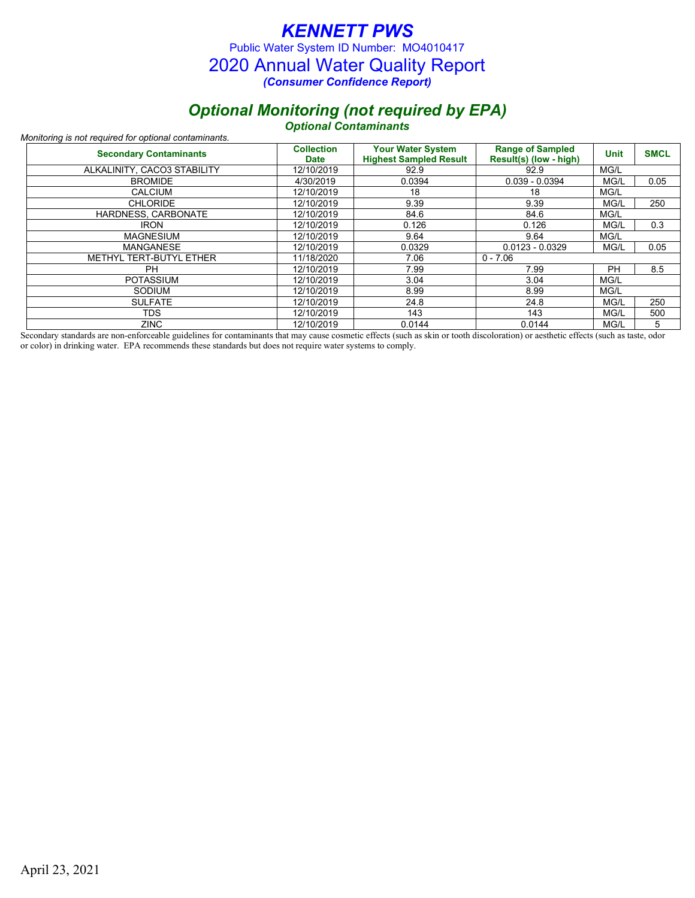# KENNETT PWS

Public Water System ID Number: MO4010417

## 2020 Annual Water Quality Report

***(Consumer Confidence Report)***

## *Optional Monitoring (not required by EPA)*

### *Optional Contaminants*

*Monitoring is not required for optional contaminants.*

| Secondary Contaminants | Collection Date | Your Water System Highest Sampled Result | Range of Sampled Result(s) (low - high) | Unit | SMCL |
|---|---|---|---|---|---|
| ALKALINITY, CACO3 STABILITY | 12/10/2019 | 92.9 | 92.9 | MG/L | |
| BROMIDE | 4/30/2019 | 0.0394 | 0.039 - 0.0394 | MG/L | 0.05 |
| CALCIUM | 12/10/2019 | 18 | 18 | MG/L | |
| CHLORIDE | 12/10/2019 | 9.39 | 9.39 | MG/L | 250 |
| HARDNESS, CARBONATE | 12/10/2019 | 84.6 | 84.6 | MG/L | |
| IRON | 12/10/2019 | 0.126 | 0.126 | MG/L | 0.3 |
| MAGNESIUM | 12/10/2019 | 9.64 | 9.64 | MG/L | |
| MANGANESE | 12/10/2019 | 0.0329 | 0.0123 - 0.0329 | MG/L | 0.05 |
| METHYL TERT-BUTYL ETHER | 11/18/2020 | 7.06 | 0 - 7.06 | | |
| PH | 12/10/2019 | 7.99 | 7.99 | PH | 8.5 |
| POTASSIUM | 12/10/2019 | 3.04 | 3.04 | MG/L | |
| SODIUM | 12/10/2019 | 8.99 | 8.99 | MG/L | |
| SULFATE | 12/10/2019 | 24.8 | 24.8 | MG/L | 250 |
| TDS | 12/10/2019 | 143 | 143 | MG/L | 500 |
| ZINC | 12/10/2019 | 0.0144 | 0.0144 | MG/L | 5 |

Secondary standards are non-enforceable guidelines for contaminants that may cause cosmetic effects (such as skin or tooth discoloration) or aesthetic effects (such as taste, odor or color) in drinking water. EPA recommends these standards but does not require water systems to comply.

April 23, 2021